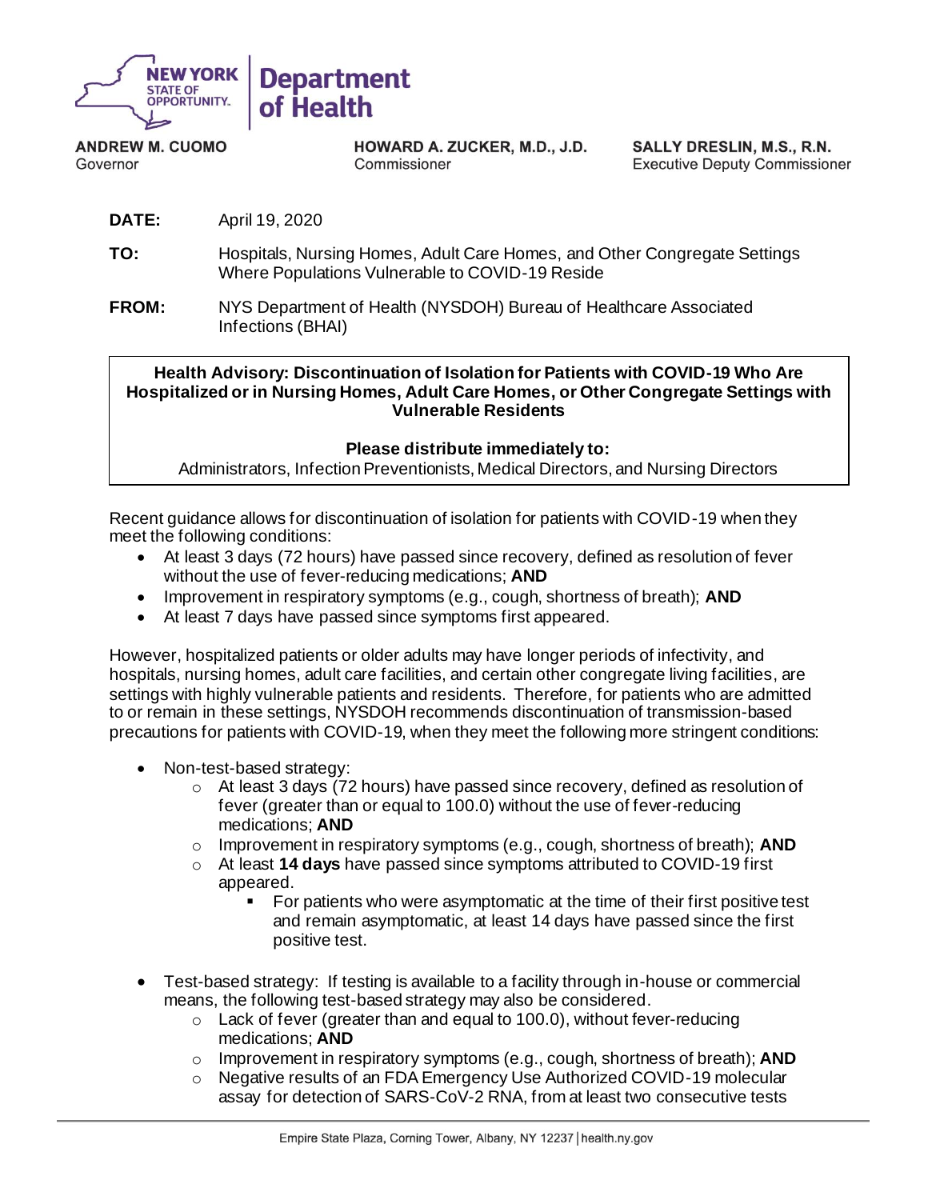**NEW YORK STATE OF OPPORTUNITY. | Department of Health**

**ANDREW M. CUOMO**
Governor

**HOWARD A. ZUCKER, M.D., J.D.**
Commissioner

**SALLY DRESLIN, M.S., R.N.**
Executive Deputy Commissioner

**DATE:** April 19, 2020

**TO:** Hospitals, Nursing Homes, Adult Care Homes, and Other Congregate Settings Where Populations Vulnerable to COVID-19 Reside

**FROM:** NYS Department of Health (NYSDOH) Bureau of Healthcare Associated Infections (BHAI)

**Health Advisory: Discontinuation of Isolation for Patients with COVID-19 Who Are Hospitalized or in Nursing Homes, Adult Care Homes, or Other Congregate Settings with Vulnerable Residents**

**Please distribute immediately to:**
Administrators, Infection Preventionists, Medical Directors, and Nursing Directors

Recent guidance allows for discontinuation of isolation for patients with COVID-19 when they meet the following conditions:

- At least 3 days (72 hours) have passed since recovery, defined as resolution of fever without the use of fever-reducing medications; **AND**
- Improvement in respiratory symptoms (e.g., cough, shortness of breath); **AND**
- At least 7 days have passed since symptoms first appeared.

However, hospitalized patients or older adults may have longer periods of infectivity, and hospitals, nursing homes, adult care facilities, and certain other congregate living facilities, are settings with highly vulnerable patients and residents. Therefore, for patients who are admitted to or remain in these settings, NYSDOH recommends discontinuation of transmission-based precautions for patients with COVID-19, when they meet the following more stringent conditions:

- Non-test-based strategy:
  - At least 3 days (72 hours) have passed since recovery, defined as resolution of fever (greater than or equal to 100.0) without the use of fever-reducing medications; **AND**
  - Improvement in respiratory symptoms (e.g., cough, shortness of breath); **AND**
  - At least **14 days** have passed since symptoms attributed to COVID-19 first appeared.
    - For patients who were asymptomatic at the time of their first positive test and remain asymptomatic, at least 14 days have passed since the first positive test.

- Test-based strategy: If testing is available to a facility through in-house or commercial means, the following test-based strategy may also be considered.
  - Lack of fever (greater than and equal to 100.0), without fever-reducing medications; **AND**
  - Improvement in respiratory symptoms (e.g., cough, shortness of breath); **AND**
  - Negative results of an FDA Emergency Use Authorized COVID-19 molecular assay for detection of SARS-CoV-2 RNA, from at least two consecutive tests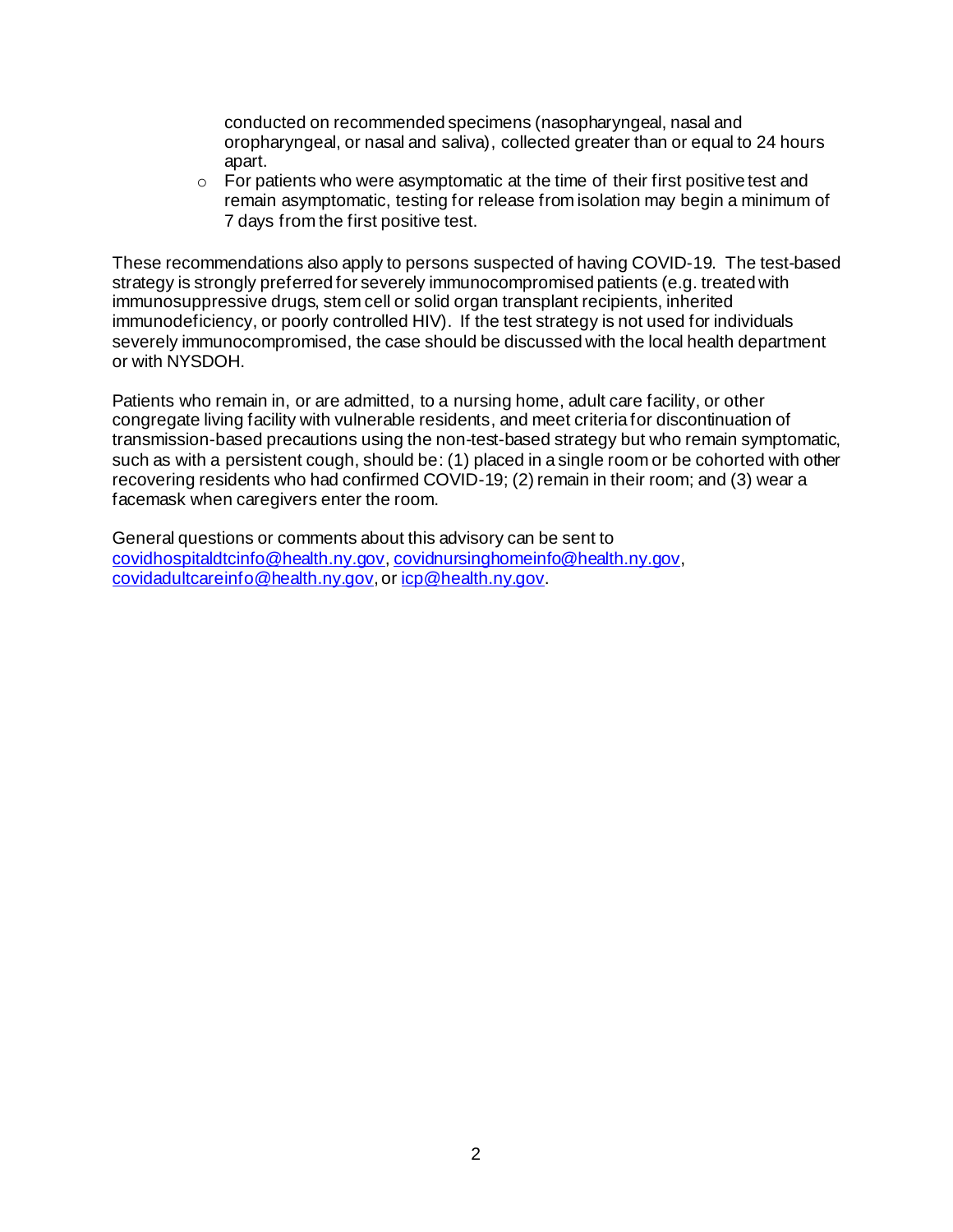conducted on recommended specimens (nasopharyngeal, nasal and oropharyngeal, or nasal and saliva), collected greater than or equal to 24 hours apart.

- For patients who were asymptomatic at the time of their first positive test and remain asymptomatic, testing for release from isolation may begin a minimum of 7 days from the first positive test.

These recommendations also apply to persons suspected of having COVID-19. The test-based strategy is strongly preferred for severely immunocompromised patients (e.g. treated with immunosuppressive drugs, stem cell or solid organ transplant recipients, inherited immunodeficiency, or poorly controlled HIV). If the test strategy is not used for individuals severely immunocompromised, the case should be discussed with the local health department or with NYSDOH.

Patients who remain in, or are admitted, to a nursing home, adult care facility, or other congregate living facility with vulnerable residents, and meet criteria for discontinuation of transmission-based precautions using the non-test-based strategy but who remain symptomatic, such as with a persistent cough, should be: (1) placed in a single room or be cohorted with other recovering residents who had confirmed COVID-19; (2) remain in their room; and (3) wear a facemask when caregivers enter the room.

General questions or comments about this advisory can be sent to covidhospitaldtcinfo@health.ny.gov, covidnursinghomeinfo@health.ny.gov, covidadultcareinfo@health.ny.gov, or icp@health.ny.gov.